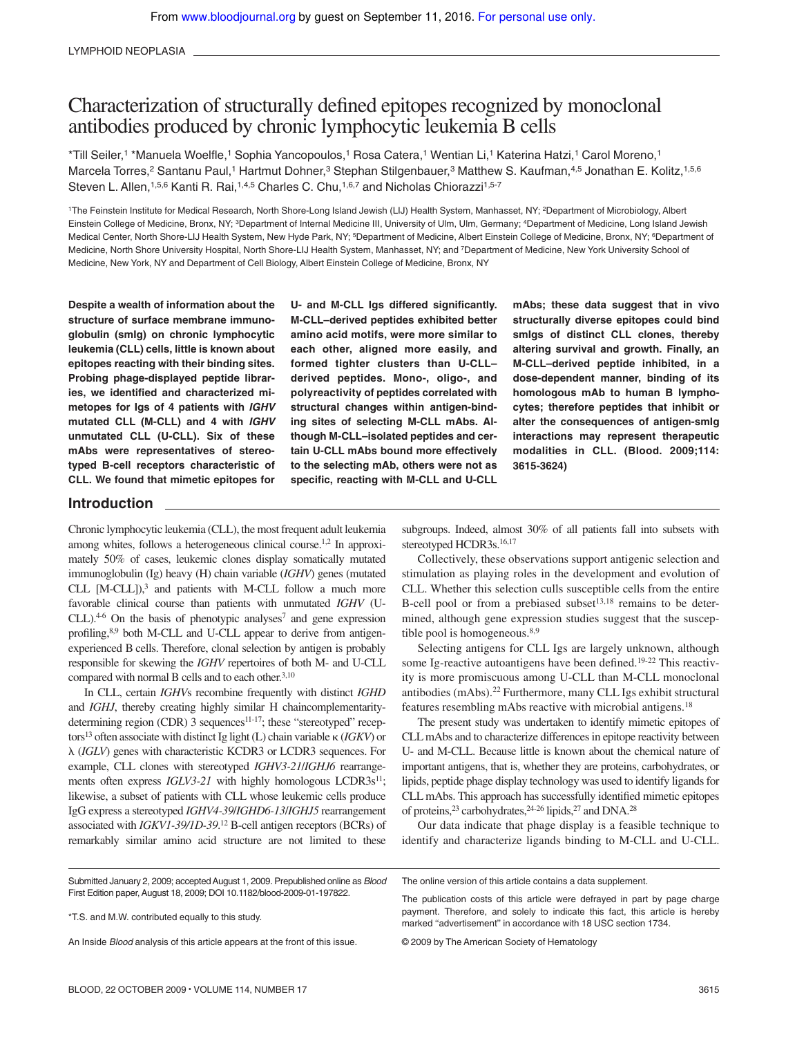LYMPHOID NEOPLASIA

# Characterization of structurally defined epitopes recognized by monoclonal antibodies produced by chronic lymphocytic leukemia B cells

*Till Seiler,[1] *Manuela Woelfle,[1] Sophia Yancopoulos,[1] Rosa Catera,[1] Wentian Li,[1] Katerina Hatzi,[1] Carol Moreno,[1] Marcela Torres,[2] Santanu Paul,[1] Hartmut Dohner,[3] Stephan Stilgenbauer,[3] Matthew S. Kaufman,[4,5] Jonathan E. Kolitz,[1,5,6] Steven L. Allen,[1,5,6] Kanti R. Rai,[1,4,5] Charles C. Chu,[1,6,7] and Nicholas Chiorazzi[1,5-7]

[1]The Feinstein Institute for Medical Research, North Shore-Long Island Jewish (LIJ) Health System, Manhasset, NY; [2]Department of Microbiology, Albert Einstein College of Medicine, Bronx, NY; [3]Department of Internal Medicine III, University of Ulm, Ulm, Germany; [4]Department of Medicine, Long Island Jewish Medical Center, North Shore-LIJ Health System, New Hyde Park, NY; [5]Department of Medicine, Albert Einstein College of Medicine, Bronx, NY; [6]Department of Medicine, North Shore University Hospital, North Shore-LIJ Health System, Manhasset, NY; and [7]Department of Medicine, New York University School of Medicine, New York, NY and Department of Cell Biology, Albert Einstein College of Medicine, Bronx, NY

**Despite a wealth of information about the structure of surface membrane immunoglobulin (smIg) on chronic lymphocytic leukemia (CLL) cells, little is known about epitopes reacting with their binding sites. Probing phage-displayed peptide libraries, we identified and characterized mimetopes for Igs of 4 patients with *IGHV* mutated CLL (M-CLL) and 4 with *IGHV* unmutated CLL (U-CLL). Six of these mAbs were representatives of stereotyped B-cell receptors characteristic of CLL. We found that mimetic epitopes for U- and M-CLL Igs differed significantly. M-CLL–derived peptides exhibited better amino acid motifs, were more similar to each other, aligned more easily, and formed tighter clusters than U-CLL–derived peptides. Mono-, oligo-, and polyreactivity of peptides correlated with structural changes within antigen-binding sites of selecting M-CLL mAbs. Although M-CLL–isolated peptides and certain U-CLL mAbs bound more effectively to the selecting mAb, others were not as specific, reacting with M-CLL and U-CLL mAbs; these data suggest that in vivo structurally diverse epitopes could bind smIgs of distinct CLL clones, thereby altering survival and growth. Finally, an M-CLL–derived peptide inhibited, in a dose-dependent manner, binding of its homologous mAb to human B lymphocytes; therefore peptides that inhibit or alter the consequences of antigen-smIg interactions may represent therapeutic modalities in CLL. (Blood. 2009;114: 3615-3624)**

## Introduction

Chronic lymphocytic leukemia (CLL), the most frequent adult leukemia among whites, follows a heterogeneous clinical course.[1,2] In approximately 50% of cases, leukemic clones display somatically mutated immunoglobulin (Ig) heavy (H) chain variable (*IGHV*) genes (mutated CLL [M-CLL]),[3] and patients with M-CLL follow a much more favorable clinical course than patients with unmutated *IGHV* (U-CLL).[4-6] On the basis of phenotypic analyses[7] and gene expression profiling,[8,9] both M-CLL and U-CLL appear to derive from antigen-experienced B cells. Therefore, clonal selection by antigen is probably responsible for skewing the *IGHV* repertoires of both M- and U-CLL compared with normal B cells and to each other.[3,10]

In CLL, certain *IGHV*s recombine frequently with distinct *IGHD* and *IGHJ*, thereby creating highly similar H chaincomplementarity-determining region (CDR) 3 sequences[11-17]; these "stereotyped" receptors[13] often associate with distinct Ig light (L) chain variable κ (*IGKV*) or λ (*IGLV*) genes with characteristic KCDR3 or LCDR3 sequences. For example, CLL clones with stereotyped *IGHV3-21*/*IGHJ6* rearrangements often express *IGLV3-21* with highly homologous LCDR3s[11]; likewise, a subset of patients with CLL whose leukemic cells produce IgG express a stereotyped *IGHV4-39*/*IGHD6-13*/*IGHJ5* rearrangement associated with *IGKV1-39*/*1D-39*.[12] B-cell antigen receptors (BCRs) of remarkably similar amino acid structure are not limited to these subgroups. Indeed, almost 30% of all patients fall into subsets with stereotyped HCDR3s.[16,17]

Collectively, these observations support antigenic selection and stimulation as playing roles in the development and evolution of CLL. Whether this selection culls susceptible cells from the entire B-cell pool or from a prebiased subset[13,18] remains to be determined, although gene expression studies suggest that the susceptible pool is homogeneous.[8,9]

Selecting antigens for CLL Igs are largely unknown, although some Ig-reactive autoantigens have been defined.[19-22] This reactivity is more promiscuous among U-CLL than M-CLL monoclonal antibodies (mAbs).[22] Furthermore, many CLL Igs exhibit structural features resembling mAbs reactive with microbial antigens.[18]

The present study was undertaken to identify mimetic epitopes of CLL mAbs and to characterize differences in epitope reactivity between U- and M-CLL. Because little is known about the chemical nature of important antigens, that is, whether they are proteins, carbohydrates, or lipids, peptide phage display technology was used to identify ligands for CLL mAbs. This approach has successfully identified mimetic epitopes of proteins,[23] carbohydrates,[24-26] lipids,[27] and DNA.[28]

Our data indicate that phage display is a feasible technique to identify and characterize ligands binding to M-CLL and U-CLL.

Submitted January 2, 2009; accepted August 1, 2009. Prepublished online as *Blood* First Edition paper, August 18, 2009; DOI 10.1182/blood-2009-01-197822.

*T.S. and M.W. contributed equally to this study.

An Inside *Blood* analysis of this article appears at the front of this issue.

The online version of this article contains a data supplement.

The publication costs of this article were defrayed in part by page charge payment. Therefore, and solely to indicate this fact, this article is hereby marked "advertisement" in accordance with 18 USC section 1734.

© 2009 by The American Society of Hematology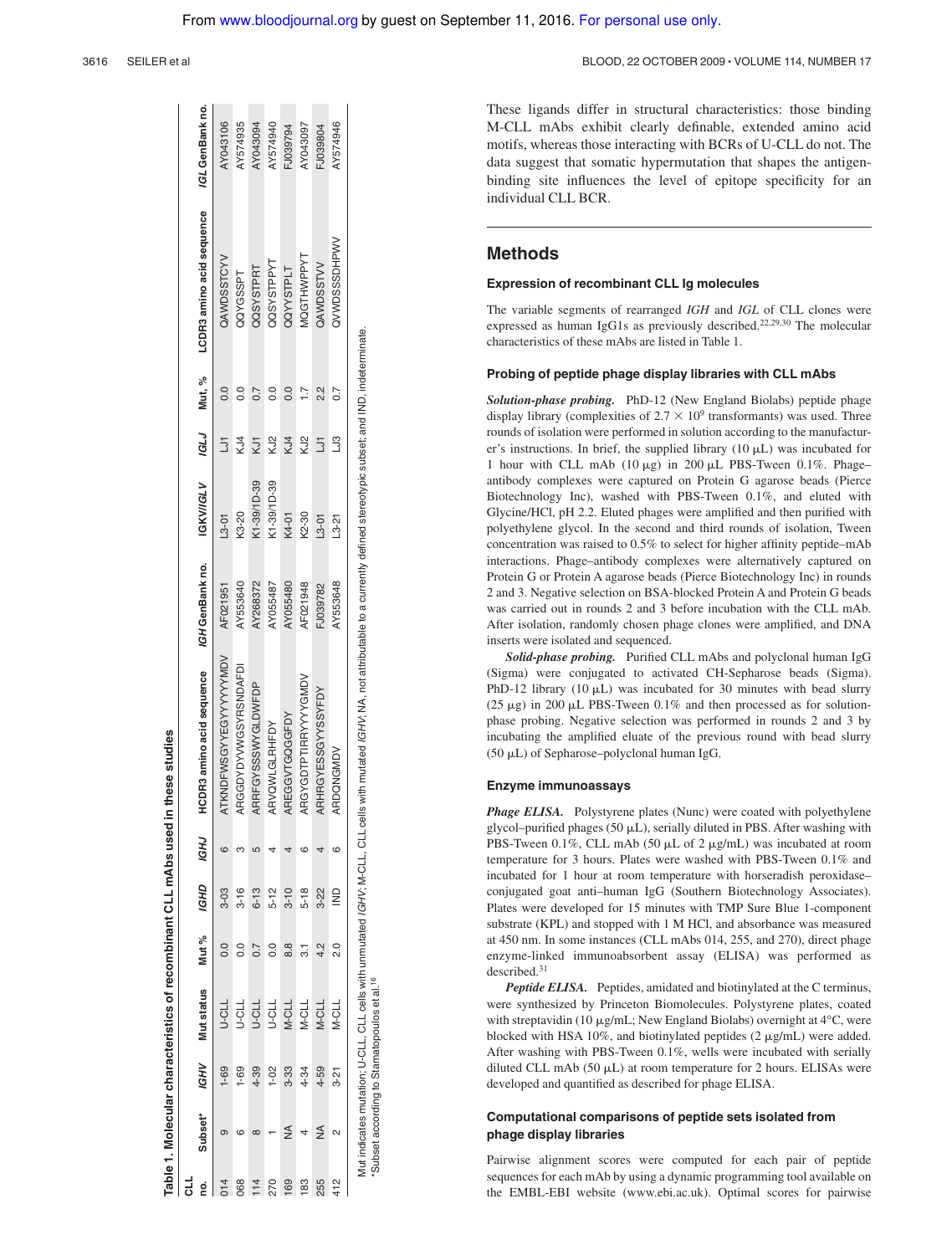**Table 1. Molecular characteristics of recombinant CLL mAbs used in these studies**

| CLL no. | Subset* | IGHV | Mut status | Mut % | IGHD | IGHJ | HCDR3 amino acid sequence | IGH GenBank no. | IGKV/IGLV | IGLJ | Mut, % | LCDR3 amino acid sequence | IGL GenBank no. |
|---|---|---|---|---|---|---|---|---|---|---|---|---|---|
| 014 | 9 | 1-69 | U-CLL | 0.0 | 3-03 | 6 | ATKNDFWSGYEGYYYYYYMDV | AF021951 | L3-01 | LJ1 | 0.0 | QAWDSSTCYV | AY043106 |
| 068 | 6 | 1-69 | U-CLL | 0.0 | 3-16 | 3 | ARGGDYDYWGSYRSNDAFDI | AY553640 | K3-20 | KJ4 | 0.0 | QQYGSSPT | AY574935 |
| 114 | 8 | 4-39 | U-CLL | 0.7 | 6-13 | 5 | ARRFGYSSSWYGLDWFDP | AY268372 | K1-39/1D-39 | KJ1 | 0.7 | QQSYSTPRT | AY043094 |
| 270 | 1 | 1-02 | U-CLL | 0.0 | 5-12 | 4 | ARVQWLGLRHFDY | AY055487 | K1-39/1D-39 | KJ2 | 0.0 | QQSYSTPPYT | AY574940 |
| 169 | NA | 3-33 | M-CLL | 8.8 | 3-10 | 4 | AREGGVTGQGGFDY | AY055480 | K4-01 | KJ4 | 0.0 | QQYYSTPLT | FJ039794 |
| 183 | 4 | 4-34 | M-CLL | 3.1 | 5-18 | 6 | ARGYGDTPTIRRYYYYGMDV | AF021948 | K2-30 | KJ2 | 1.7 | MQGTHWPPYT | AY043097 |
| 255 | NA | 4-59 | M-CLL | 4.2 | 3-22 | 4 | ARHRGYESSGYYSSYFDY | FJ039782 | L3-01 | LJ1 | 2.2 | QAWDSSTVV | FJ039804 |
| 412 | 2 | 3-21 | M-CLL | 2.0 | IND | 6 | ARDQNGMDV | AY553648 | L3-21 | LJ3 | 0.7 | QVWDSSSDHPWV | AY574946 |

Mut indicates mutation; U-CLL, CLL cells with unmutated *IGHV*; M-CLL, CLL cells with mutated *IGHV*; NA, not attributable to a currently defined stereotypic subset; and IND, indeterminate.

*Subset according to Stamatopoulos et al.[16]

These ligands differ in structural characteristics: those binding M-CLL mAbs exhibit clearly definable, extended amino acid motifs, whereas those interacting with BCRs of U-CLL do not. The data suggest that somatic hypermutation that shapes the antigen-binding site influences the level of epitope specificity for an individual CLL BCR.

## Methods

### Expression of recombinant CLL Ig molecules

The variable segments of rearranged *IGH* and *IGL* of CLL clones were expressed as human IgG1s as previously described.[22,29,30] The molecular characteristics of these mAbs are listed in Table 1.

### Probing of peptide phage display libraries with CLL mAbs

***Solution-phase probing.*** PhD-12 (New England Biolabs) peptide phage display library (complexities of $2.7 \times 10^9$ transformants) was used. Three rounds of isolation were performed in solution according to the manufacturer's instructions. In brief, the supplied library (10 μL) was incubated for 1 hour with CLL mAb (10 μg) in 200 μL PBS-Tween 0.1%. Phage–antibody complexes were captured on Protein G agarose beads (Pierce Biotechnology Inc), washed with PBS-Tween 0.1%, and eluted with Glycine/HCl, pH 2.2. Eluted phages were amplified and then purified with polyethylene glycol. In the second and third rounds of isolation, Tween concentration was raised to 0.5% to select for higher affinity peptide–mAb interactions. Phage–antibody complexes were alternatively captured on Protein G or Protein A agarose beads (Pierce Biotechnology Inc) in rounds 2 and 3. Negative selection on BSA-blocked Protein A and Protein G beads was carried out in rounds 2 and 3 before incubation with the CLL mAb. After isolation, randomly chosen phage clones were amplified, and DNA inserts were isolated and sequenced.

***Solid-phase probing.*** Purified CLL mAbs and polyclonal human IgG (Sigma) were conjugated to activated CH-Sepharose beads (Sigma). PhD-12 library (10 μL) was incubated for 30 minutes with bead slurry (25 μg) in 200 μL PBS-Tween 0.1% and then processed as for solution-phase probing. Negative selection was performed in rounds 2 and 3 by incubating the amplified eluate of the previous round with bead slurry (50 μL) of Sepharose–polyclonal human IgG.

### Enzyme immunoassays

***Phage ELISA.*** Polystyrene plates (Nunc) were coated with polyethylene glycol–purified phages (50 μL), serially diluted in PBS. After washing with PBS-Tween 0.1%, CLL mAb (50 μL of 2 μg/mL) was incubated at room temperature for 3 hours. Plates were washed with PBS-Tween 0.1% and incubated for 1 hour at room temperature with horseradish peroxidase–conjugated goat anti–human IgG (Southern Biotechnology Associates). Plates were developed for 15 minutes with TMP Sure Blue 1-component substrate (KPL) and stopped with 1 M HCl, and absorbance was measured at 450 nm. In some instances (CLL mAbs 014, 255, and 270), direct phage enzyme-linked immunoabsorbent assay (ELISA) was performed as described.[31]

***Peptide ELISA.*** Peptides, amidated and biotinylated at the C terminus, were synthesized by Princeton Biomolecules. Polystyrene plates, coated with streptavidin (10 μg/mL; New England Biolabs) overnight at 4°C, were blocked with HSA 10%, and biotinylated peptides (2 μg/mL) were added. After washing with PBS-Tween 0.1%, wells were incubated with serially diluted CLL mAb (50 μL) at room temperature for 2 hours. ELISAs were developed and quantified as described for phage ELISA.

### Computational comparisons of peptide sets isolated from phage display libraries

Pairwise alignment scores were computed for each pair of peptide sequences for each mAb by using a dynamic programming tool available on the EMBL-EBI website (www.ebi.ac.uk). Optimal scores for pairwise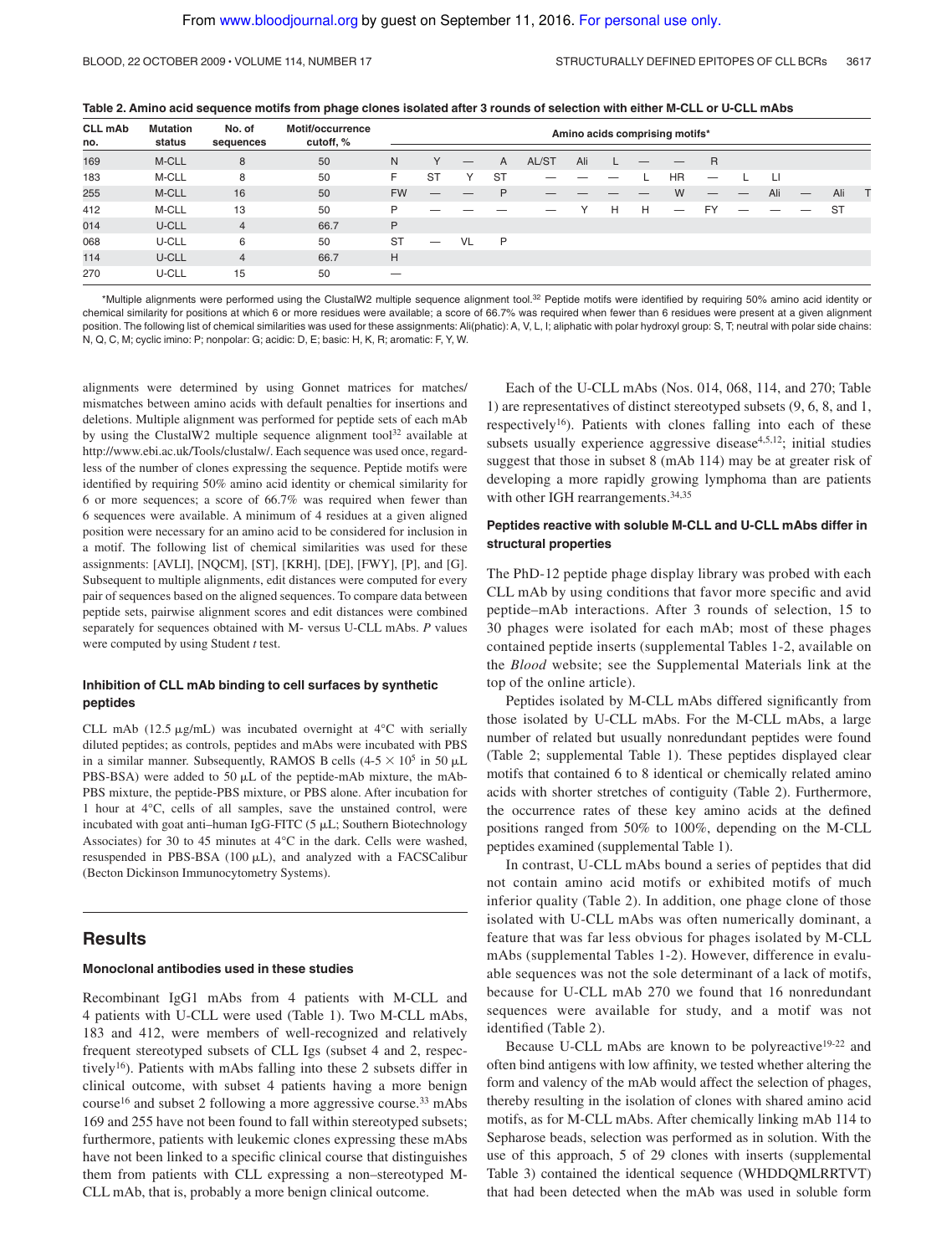**Table 2. Amino acid sequence motifs from phage clones isolated after 3 rounds of selection with either M-CLL or U-CLL mAbs**

| CLL mAb no. | Mutation status | No. of sequences | Motif/occurrence cutoff, % | Amino acids comprising motifs* | | | | | | | | | | | | | | |
|---|---|---|---|---|---|---|---|---|---|---|---|---|---|---|---|---|---|---|
| 169 | M-CLL | 8 | 50 | N | Y | — | A | AL/ST | Ali | L | — | — | R | | | | | |
| 183 | M-CLL | 8 | 50 | F | ST | Y | ST | — | — | — | L | HR | — | L | LI | | | |
| 255 | M-CLL | 16 | 50 | FW | — | — | P | — | — | — | — | W | — | — | Ali | — | Ali | T |
| 412 | M-CLL | 13 | 50 | P | — | — | — | — | Y | H | H | — | FY | — | — | — | ST | |
| 014 | U-CLL | 4 | 66.7 | P | | | | | | | | | | | | | | |
| 068 | U-CLL | 6 | 50 | ST | — | VL | P | | | | | | | | | | | |
| 114 | U-CLL | 4 | 66.7 | H | | | | | | | | | | | | | | |
| 270 | U-CLL | 15 | 50 | — | | | | | | | | | | | | | | |

*Multiple alignments were performed using the ClustalW2 multiple sequence alignment tool.[32] Peptide motifs were identified by requiring 50% amino acid identity or chemical similarity for positions at which 6 or more residues were available; a score of 66.7% was required when fewer than 6 residues were present at a given alignment position. The following list of chemical similarities was used for these assignments: Ali(phatic): A, V, L, I; aliphatic with polar hydroxyl group: S, T; neutral with polar side chains: N, Q, C, M; cyclic imino: P; nonpolar: G; acidic: D, E; basic: H, K, R; aromatic: F, Y, W.

alignments were determined by using Gonnet matrices for matches/mismatches between amino acids with default penalties for insertions and deletions. Multiple alignment was performed for peptide sets of each mAb by using the ClustalW2 multiple sequence alignment tool[32] available at http://www.ebi.ac.uk/Tools/clustalw/. Each sequence was used once, regardless of the number of clones expressing the sequence. Peptide motifs were identified by requiring 50% amino acid identity or chemical similarity for 6 or more sequences; a score of 66.7% was required when fewer than 6 sequences were available. A minimum of 4 residues at a given aligned position were necessary for an amino acid to be considered for inclusion in a motif. The following list of chemical similarities was used for these assignments: [AVLI], [NQCM], [ST], [KRH], [DE], [FWY], [P], and [G]. Subsequent to multiple alignments, edit distances were computed for every pair of sequences based on the aligned sequences. To compare data between peptide sets, pairwise alignment scores and edit distances were combined separately for sequences obtained with M- versus U-CLL mAbs. *P* values were computed by using Student *t* test.

### Inhibition of CLL mAb binding to cell surfaces by synthetic peptides

CLL mAb (12.5 μg/mL) was incubated overnight at 4°C with serially diluted peptides; as controls, peptides and mAbs were incubated with PBS in a similar manner. Subsequently, RAMOS B cells ($4\text{-}5 \times 10^5$ in 50 μL PBS-BSA) were added to 50 μL of the peptide-mAb mixture, the mAb-PBS mixture, the peptide-PBS mixture, or PBS alone. After incubation for 1 hour at 4°C, cells of all samples, save the unstained control, were incubated with goat anti–human IgG-FITC (5 μL; Southern Biotechnology Associates) for 30 to 45 minutes at 4°C in the dark. Cells were washed, resuspended in PBS-BSA (100 μL), and analyzed with a FACSCalibur (Becton Dickinson Immunocytometry Systems).

## Results

### Monoclonal antibodies used in these studies

Recombinant IgG1 mAbs from 4 patients with M-CLL and 4 patients with U-CLL were used (Table 1). Two M-CLL mAbs, 183 and 412, were members of well-recognized and relatively frequent stereotyped subsets of CLL Igs (subset 4 and 2, respectively[16]). Patients with mAbs falling into these 2 subsets differ in clinical outcome, with subset 4 patients having a more benign course[16] and subset 2 following a more aggressive course.[33] mAbs 169 and 255 have not been found to fall within stereotyped subsets; furthermore, patients with leukemic clones expressing these mAbs have not been linked to a specific clinical course that distinguishes them from patients with CLL expressing a non–stereotyped M-CLL mAb, that is, probably a more benign clinical outcome.

Each of the U-CLL mAbs (Nos. 014, 068, 114, and 270; Table 1) are representatives of distinct stereotyped subsets (9, 6, 8, and 1, respectively[16]). Patients with clones falling into each of these subsets usually experience aggressive disease[4,5,12]; initial studies suggest that those in subset 8 (mAb 114) may be at greater risk of developing a more rapidly growing lymphoma than are patients with other IGH rearrangements.[34,35]

### Peptides reactive with soluble M-CLL and U-CLL mAbs differ in structural properties

The PhD-12 peptide phage display library was probed with each CLL mAb by using conditions that favor more specific and avid peptide–mAb interactions. After 3 rounds of selection, 15 to 30 phages were isolated for each mAb; most of these phages contained peptide inserts (supplemental Tables 1-2, available on the *Blood* website; see the Supplemental Materials link at the top of the online article).

Peptides isolated by M-CLL mAbs differed significantly from those isolated by U-CLL mAbs. For the M-CLL mAbs, a large number of related but usually nonredundant peptides were found (Table 2; supplemental Table 1). These peptides displayed clear motifs that contained 6 to 8 identical or chemically related amino acids with shorter stretches of contiguity (Table 2). Furthermore, the occurrence rates of these key amino acids at the defined positions ranged from 50% to 100%, depending on the M-CLL peptides examined (supplemental Table 1).

In contrast, U-CLL mAbs bound a series of peptides that did not contain amino acid motifs or exhibited motifs of much inferior quality (Table 2). In addition, one phage clone of those isolated with U-CLL mAbs was often numerically dominant, a feature that was far less obvious for phages isolated by M-CLL mAbs (supplemental Tables 1-2). However, difference in evaluable sequences was not the sole determinant of a lack of motifs, because for U-CLL mAb 270 we found that 16 nonredundant sequences were available for study, and a motif was not identified (Table 2).

Because U-CLL mAbs are known to be polyreactive[19-22] and often bind antigens with low affinity, we tested whether altering the form and valency of the mAb would affect the selection of phages, thereby resulting in the isolation of clones with shared amino acid motifs, as for M-CLL mAbs. After chemically linking mAb 114 to Sepharose beads, selection was performed as in solution. With the use of this approach, 5 of 29 clones with inserts (supplemental Table 3) contained the identical sequence (WHDDQMLRRTVT) that had been detected when the mAb was used in soluble form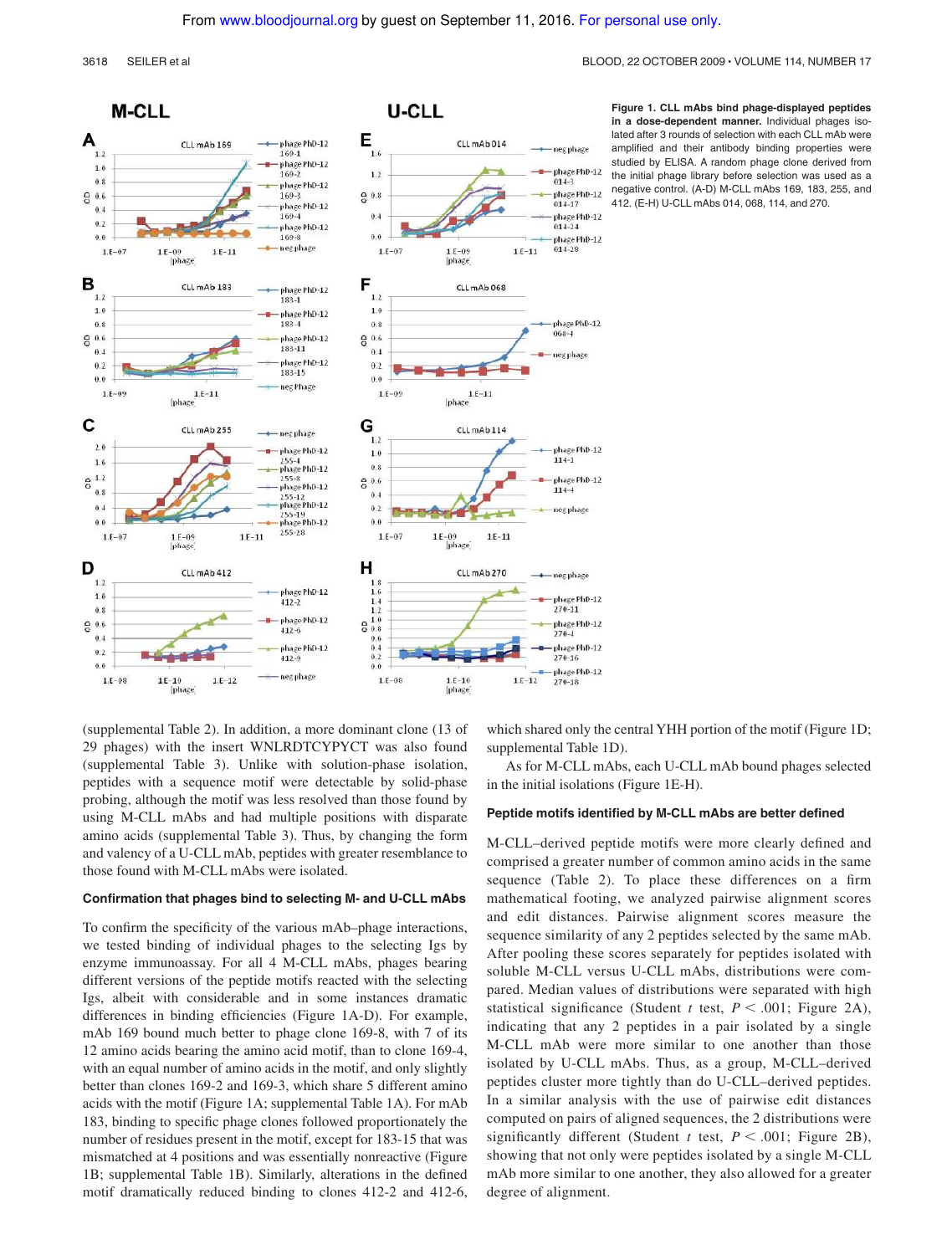Figure 1. CLL mAbs bind phage-displayed peptides in a dose-dependent manner. Individual phages isolated after 3 rounds of selection with each CLL mAb were amplified and their antibody binding properties were studied by ELISA. A random phage clone derived from the initial phage library before selection was used as a negative control. (A-D) M-CLL mAbs 169, 183, 255, and 412. (E-H) U-CLL mAbs 014, 068, 114, and 270.

(supplemental Table 2). In addition, a more dominant clone (13 of 29 phages) with the insert WNLRDTCYPYCT was also found (supplemental Table 3). Unlike with solution-phase isolation, peptides with a sequence motif were detectable by solid-phase probing, although the motif was less resolved than those found by using M-CLL mAbs and had multiple positions with disparate amino acids (supplemental Table 3). Thus, by changing the form and valency of a U-CLL mAb, peptides with greater resemblance to those found with M-CLL mAbs were isolated.

### Confirmation that phages bind to selecting M- and U-CLL mAbs

To confirm the specificity of the various mAb–phage interactions, we tested binding of individual phages to the selecting Igs by enzyme immunoassay. For all 4 M-CLL mAbs, phages bearing different versions of the peptide motifs reacted with the selecting Igs, albeit with considerable and in some instances dramatic differences in binding efficiencies (Figure 1A-D). For example, mAb 169 bound much better to phage clone 169-8, with 7 of its 12 amino acids bearing the amino acid motif, than to clone 169-4, with an equal number of amino acids in the motif, and only slightly better than clones 169-2 and 169-3, which share 5 different amino acids with the motif (Figure 1A; supplemental Table 1A). For mAb 183, binding to specific phage clones followed proportionately the number of residues present in the motif, except for 183-15 that was mismatched at 4 positions and was essentially nonreactive (Figure 1B; supplemental Table 1B). Similarly, alterations in the defined motif dramatically reduced binding to clones 412-2 and 412-6, which shared only the central YHH portion of the motif (Figure 1D; supplemental Table 1D).

As for M-CLL mAbs, each U-CLL mAb bound phages selected in the initial isolations (Figure 1E-H).

### Peptide motifs identified by M-CLL mAbs are better defined

M-CLL–derived peptide motifs were more clearly defined and comprised a greater number of common amino acids in the same sequence (Table 2). To place these differences on a firm mathematical footing, we analyzed pairwise alignment scores and edit distances. Pairwise alignment scores measure the sequence similarity of any 2 peptides selected by the same mAb. After pooling these scores separately for peptides isolated with soluble M-CLL versus U-CLL mAbs, distributions were compared. Median values of distributions were separated with high statistical significance (Student $t$ test, $P < .001$; Figure 2A), indicating that any 2 peptides in a pair isolated by a single M-CLL mAb were more similar to one another than those isolated by U-CLL mAbs. Thus, as a group, M-CLL–derived peptides cluster more tightly than do U-CLL–derived peptides. In a similar analysis with the use of pairwise edit distances computed on pairs of aligned sequences, the 2 distributions were significantly different (Student $t$ test, $P < .001$; Figure 2B), showing that not only were peptides isolated by a single M-CLL mAb more similar to one another, they also allowed for a greater degree of alignment.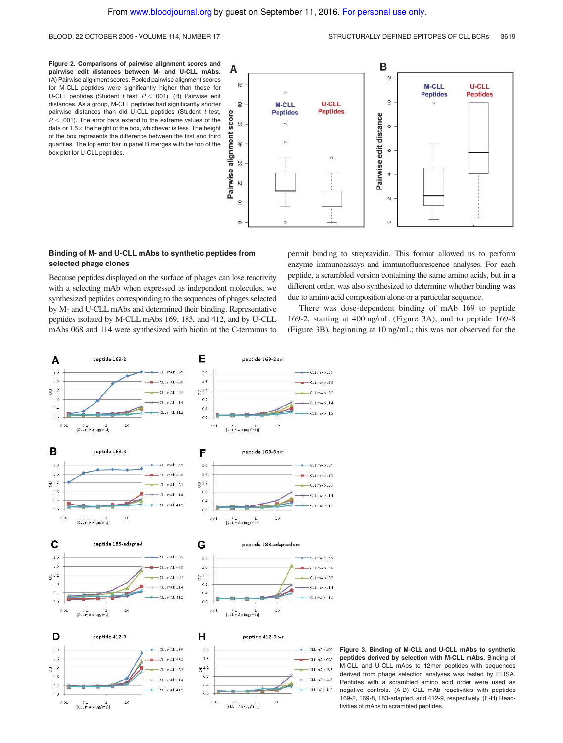**Figure 2. Comparisons of pairwise alignment scores and pairwise edit distances between M- and U-CLL mAbs.** (A) Pairwise alignment scores. Pooled pairwise alignment scores for M-CLL peptides were significantly higher than those for U-CLL peptides (Student *t* test, $P < .001$). (B) Pairwise edit distances. As a group, M-CLL peptides had significantly shorter pairwise distances than did U-CLL peptides (Student *t* test, $P < .001$). The error bars extend to the extreme values of the data or 1.5× the height of the box, whichever is less. The height of the box represents the difference between the first and third quartiles. The top error bar in panel B merges with the top of the box plot for U-CLL peptides.

### Binding of M- and U-CLL mAbs to synthetic peptides from selected phage clones

Because peptides displayed on the surface of phages can lose reactivity with a selecting mAb when expressed as independent molecules, we synthesized peptides corresponding to the sequences of phages selected by M- and U-CLL mAbs and determined their binding. Representative peptides isolated by M-CLL mAbs 169, 183, and 412, and by U-CLL mAbs 068 and 114 were synthesized with biotin at the C-terminus to permit binding to streptavidin. This format allowed us to perform enzyme immunoassays and immunofluorescence analyses. For each peptide, a scrambled version containing the same amino acids, but in a different order, was also synthesized to determine whether binding was due to amino acid composition alone or a particular sequence.

There was dose-dependent binding of mAb 169 to peptide 169-2, starting at 400 ng/mL (Figure 3A), and to peptide 169-8 (Figure 3B), beginning at 10 ng/mL; this was not observed for the

**Figure 3. Binding of M-CLL and U-CLL mAbs to synthetic peptides derived by selection with M-CLL mAbs.** Binding of M-CLL and U-CLL mAbs to 12mer peptides with sequences derived from phage selection analyses was tested by ELISA. Peptides with a scrambled amino acid order were used as negative controls. (A-D) CLL mAb reactivities with peptides 169-2, 169-8, 183-adapted, and 412-9, respectively. (E-H) Reactivities of mAbs to scrambled peptides.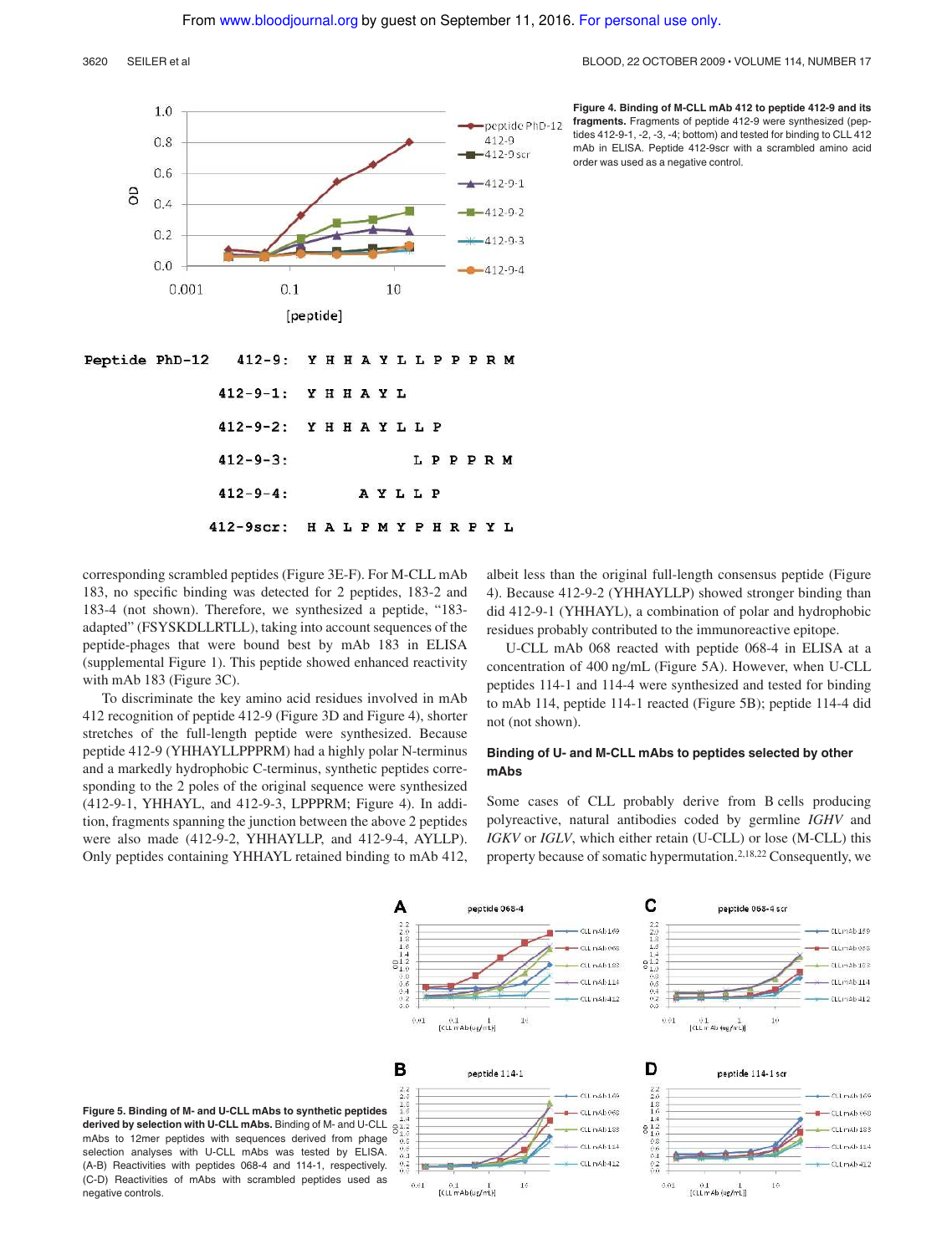**Figure 4. Binding of M-CLL mAb 412 to peptide 412-9 and its fragments.** Fragments of peptide 412-9 were synthesized (peptides 412-9-1, -2, -3, -4; bottom) and tested for binding to CLL 412 mAb in ELISA. Peptide 412-9scr with a scrambled amino acid order was used as a negative control.

| Peptide PhD-12 | |
|---|---|
| 412-9: | Y H H A Y L L P P P R M |
| 412-9-1: | Y H H A Y L |
| 412-9-2: | Y H H A Y L L P |
| 412-9-3: | L P P P R M |
| 412-9-4: | A Y L L P |
| 412-9scr: | H A L P M Y P H R P Y L |

corresponding scrambled peptides (Figure 3E-F). For M-CLL mAb 183, no specific binding was detected for 2 peptides, 183-2 and 183-4 (not shown). Therefore, we synthesized a peptide, "183-adapted" (FSYSKDLLRTLL), taking into account sequences of the peptide-phages that were bound best by mAb 183 in ELISA (supplemental Figure 1). This peptide showed enhanced reactivity with mAb 183 (Figure 3C).

To discriminate the key amino acid residues involved in mAb 412 recognition of peptide 412-9 (Figure 3D and Figure 4), shorter stretches of the full-length peptide were synthesized. Because peptide 412-9 (YHHAYLLPPPRM) had a highly polar N-terminus and a markedly hydrophobic C-terminus, synthetic peptides corresponding to the 2 poles of the original sequence were synthesized (412-9-1, YHHAYL, and 412-9-3, LPPPRM; Figure 4). In addition, fragments spanning the junction between the above 2 peptides were also made (412-9-2, YHHAYLLP, and 412-9-4, AYLLP). Only peptides containing YHHAYL retained binding to mAb 412, albeit less than the original full-length consensus peptide (Figure 4). Because 412-9-2 (YHHAYLLP) showed stronger binding than did 412-9-1 (YHHAYL), a combination of polar and hydrophobic residues probably contributed to the immunoreactive epitope.

U-CLL mAb 068 reacted with peptide 068-4 in ELISA at a concentration of 400 ng/mL (Figure 5A). However, when U-CLL peptides 114-1 and 114-4 were synthesized and tested for binding to mAb 114, peptide 114-1 reacted (Figure 5B); peptide 114-4 did not (not shown).

### Binding of U- and M-CLL mAbs to peptides selected by other mAbs

Some cases of CLL probably derive from B cells producing polyreactive, natural antibodies coded by germline *IGHV* and *IGKV* or *IGLV*, which either retain (U-CLL) or lose (M-CLL) this property because of somatic hypermutation.[2,18,22] Consequently, we

**Figure 5. Binding of M- and U-CLL mAbs to synthetic peptides derived by selection with U-CLL mAbs.** Binding of M- and U-CLL mAbs to 12mer peptides with sequences derived from phage selection analyses with U-CLL mAbs was tested by ELISA. (A-B) Reactivities with peptides 068-4 and 114-1, respectively. (C-D) Reactivities of mAbs with scrambled peptides used as negative controls.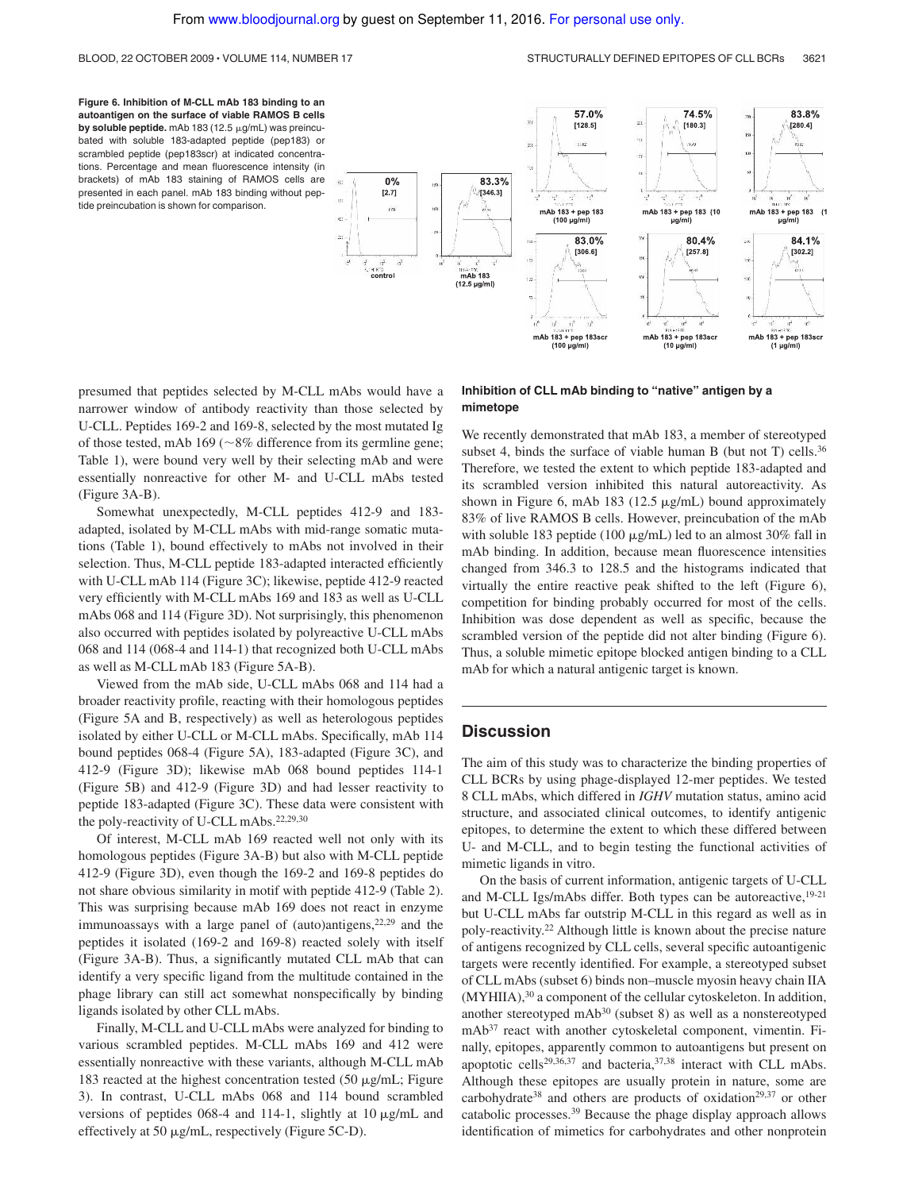**Figure 6. Inhibition of M-CLL mAb 183 binding to an autoantigen on the surface of viable RAMOS B cells by soluble peptide.** mAb 183 (12.5 μg/mL) was preincubated with soluble 183-adapted peptide (pep183) or scrambled peptide (pep183scr) at indicated concentrations. Percentage and mean fluorescence intensity (in brackets) of mAb 183 staining of RAMOS cells are presented in each panel. mAb 183 binding without peptide preincubation is shown for comparison.

presumed that peptides selected by M-CLL mAbs would have a narrower window of antibody reactivity than those selected by U-CLL. Peptides 169-2 and 169-8, selected by the most mutated Ig of those tested, mAb 169 (~8% difference from its germline gene; Table 1), were bound very well by their selecting mAb and were essentially nonreactive for other M- and U-CLL mAbs tested (Figure 3A-B).

Somewhat unexpectedly, M-CLL peptides 412-9 and 183-adapted, isolated by M-CLL mAbs with mid-range somatic mutations (Table 1), bound effectively to mAbs not involved in their selection. Thus, M-CLL peptide 183-adapted interacted efficiently with U-CLL mAb 114 (Figure 3C); likewise, peptide 412-9 reacted very efficiently with M-CLL mAbs 169 and 183 as well as U-CLL mAbs 068 and 114 (Figure 3D). Not surprisingly, this phenomenon also occurred with peptides isolated by polyreactive U-CLL mAbs 068 and 114 (068-4 and 114-1) that recognized both U-CLL mAbs as well as M-CLL mAb 183 (Figure 5A-B).

Viewed from the mAb side, U-CLL mAbs 068 and 114 had a broader reactivity profile, reacting with their homologous peptides (Figure 5A and B, respectively) as well as heterologous peptides isolated by either U-CLL or M-CLL mAbs. Specifically, mAb 114 bound peptides 068-4 (Figure 5A), 183-adapted (Figure 3C), and 412-9 (Figure 3D); likewise mAb 068 bound peptides 114-1 (Figure 5B) and 412-9 (Figure 3D) and had lesser reactivity to peptide 183-adapted (Figure 3C). These data were consistent with the poly-reactivity of U-CLL mAbs.[22,29,30]

Of interest, M-CLL mAb 169 reacted well not only with its homologous peptides (Figure 3A-B) but also with M-CLL peptide 412-9 (Figure 3D), even though the 169-2 and 169-8 peptides do not share obvious similarity in motif with peptide 412-9 (Table 2). This was surprising because mAb 169 does not react in enzyme immunoassays with a large panel of (auto)antigens,[22,29] and the peptides it isolated (169-2 and 169-8) reacted solely with itself (Figure 3A-B). Thus, a significantly mutated CLL mAb that can identify a very specific ligand from the multitude contained in the phage library can still act somewhat nonspecifically by binding ligands isolated by other CLL mAbs.

Finally, M-CLL and U-CLL mAbs were analyzed for binding to various scrambled peptides. M-CLL mAbs 169 and 412 were essentially nonreactive with these variants, although M-CLL mAb 183 reacted at the highest concentration tested (50 μg/mL; Figure 3). In contrast, U-CLL mAbs 068 and 114 bound scrambled versions of peptides 068-4 and 114-1, slightly at 10 μg/mL and effectively at 50 μg/mL, respectively (Figure 5C-D).

### Inhibition of CLL mAb binding to "native" antigen by a mimetope

We recently demonstrated that mAb 183, a member of stereotyped subset 4, binds the surface of viable human B (but not T) cells.[36] Therefore, we tested the extent to which peptide 183-adapted and its scrambled version inhibited this natural autoreactivity. As shown in Figure 6, mAb 183 (12.5 μg/mL) bound approximately 83% of live RAMOS B cells. However, preincubation of the mAb with soluble 183 peptide (100 μg/mL) led to an almost 30% fall in mAb binding. In addition, because mean fluorescence intensities changed from 346.3 to 128.5 and the histograms indicated that virtually the entire reactive peak shifted to the left (Figure 6), competition for binding probably occurred for most of the cells. Inhibition was dose dependent as well as specific, because the scrambled version of the peptide did not alter binding (Figure 6). Thus, a soluble mimetic epitope blocked antigen binding to a CLL mAb for which a natural antigenic target is known.

## Discussion

The aim of this study was to characterize the binding properties of CLL BCRs by using phage-displayed 12-mer peptides. We tested 8 CLL mAbs, which differed in *IGHV* mutation status, amino acid structure, and associated clinical outcomes, to identify antigenic epitopes, to determine the extent to which these differed between U- and M-CLL, and to begin testing the functional activities of mimetic ligands in vitro.

On the basis of current information, antigenic targets of U-CLL and M-CLL Igs/mAbs differ. Both types can be autoreactive,[19-21] but U-CLL mAbs far outstrip M-CLL in this regard as well as in poly-reactivity.[22] Although little is known about the precise nature of antigens recognized by CLL cells, several specific autoantigenic targets were recently identified. For example, a stereotyped subset of CLL mAbs (subset 6) binds non–muscle myosin heavy chain IIA (MYHIIA),[30] a component of the cellular cytoskeleton. In addition, another stereotyped mAb[30] (subset 8) as well as a nonstereotyped mAb[37] react with another cytoskeletal component, vimentin. Finally, epitopes, apparently common to autoantigens but present on apoptotic cells[29,36,37] and bacteria,[37,38] interact with CLL mAbs. Although these epitopes are usually protein in nature, some are carbohydrate[38] and others are products of oxidation[29,37] or other catabolic processes.[39] Because the phage display approach allows identification of mimetics for carbohydrates and other nonprotein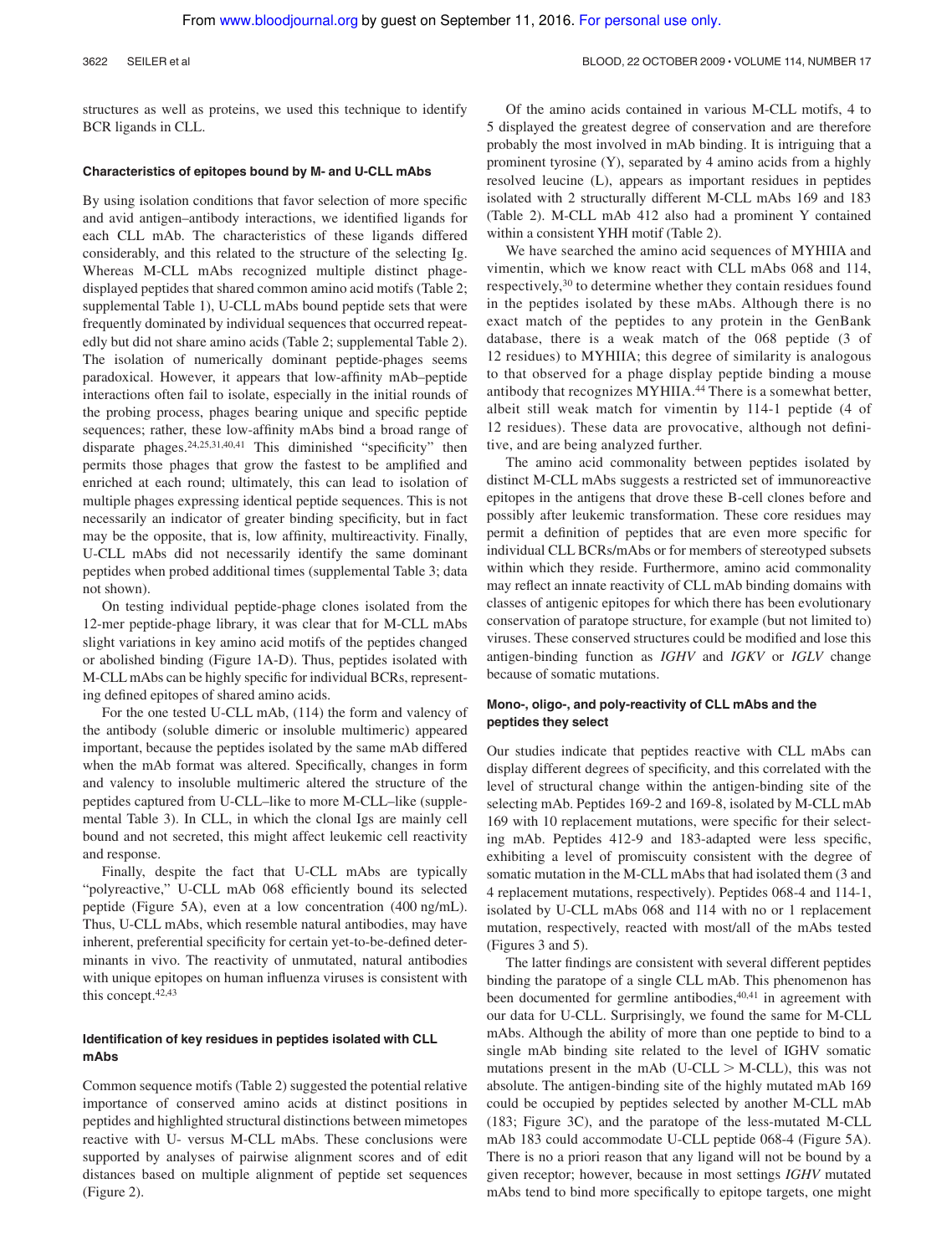structures as well as proteins, we used this technique to identify BCR ligands in CLL.

### Characteristics of epitopes bound by M- and U-CLL mAbs

By using isolation conditions that favor selection of more specific and avid antigen–antibody interactions, we identified ligands for each CLL mAb. The characteristics of these ligands differed considerably, and this related to the structure of the selecting Ig. Whereas M-CLL mAbs recognized multiple distinct phage-displayed peptides that shared common amino acid motifs (Table 2; supplemental Table 1), U-CLL mAbs bound peptide sets that were frequently dominated by individual sequences that occurred repeatedly but did not share amino acids (Table 2; supplemental Table 2). The isolation of numerically dominant peptide-phages seems paradoxical. However, it appears that low-affinity mAb–peptide interactions often fail to isolate, especially in the initial rounds of the probing process, phages bearing unique and specific peptide sequences; rather, these low-affinity mAbs bind a broad range of disparate phages.[24,25,31,40,41] This diminished "specificity" then permits those phages that grow the fastest to be amplified and enriched at each round; ultimately, this can lead to isolation of multiple phages expressing identical peptide sequences. This is not necessarily an indicator of greater binding specificity, but in fact may be the opposite, that is, low affinity, multireactivity. Finally, U-CLL mAbs did not necessarily identify the same dominant peptides when probed additional times (supplemental Table 3; data not shown).

On testing individual peptide-phage clones isolated from the 12-mer peptide-phage library, it was clear that for M-CLL mAbs slight variations in key amino acid motifs of the peptides changed or abolished binding (Figure 1A-D). Thus, peptides isolated with M-CLL mAbs can be highly specific for individual BCRs, representing defined epitopes of shared amino acids.

For the one tested U-CLL mAb, (114) the form and valency of the antibody (soluble dimeric or insoluble multimeric) appeared important, because the peptides isolated by the same mAb differed when the mAb format was altered. Specifically, changes in form and valency to insoluble multimeric altered the structure of the peptides captured from U-CLL–like to more M-CLL–like (supplemental Table 3). In CLL, in which the clonal Igs are mainly cell bound and not secreted, this might affect leukemic cell reactivity and response.

Finally, despite the fact that U-CLL mAbs are typically "polyreactive," U-CLL mAb 068 efficiently bound its selected peptide (Figure 5A), even at a low concentration (400 ng/mL). Thus, U-CLL mAbs, which resemble natural antibodies, may have inherent, preferential specificity for certain yet-to-be-defined determinants in vivo. The reactivity of unmutated, natural antibodies with unique epitopes on human influenza viruses is consistent with this concept.[42,43]

### Identification of key residues in peptides isolated with CLL mAbs

Common sequence motifs (Table 2) suggested the potential relative importance of conserved amino acids at distinct positions in peptides and highlighted structural distinctions between mimetopes reactive with U- versus M-CLL mAbs. These conclusions were supported by analyses of pairwise alignment scores and of edit distances based on multiple alignment of peptide set sequences (Figure 2).

Of the amino acids contained in various M-CLL motifs, 4 to 5 displayed the greatest degree of conservation and are therefore probably the most involved in mAb binding. It is intriguing that a prominent tyrosine (Y), separated by 4 amino acids from a highly resolved leucine (L), appears as important residues in peptides isolated with 2 structurally different M-CLL mAbs 169 and 183 (Table 2). M-CLL mAb 412 also had a prominent Y contained within a consistent YHH motif (Table 2).

We have searched the amino acid sequences of MYHIIA and vimentin, which we know react with CLL mAbs 068 and 114, respectively,[30] to determine whether they contain residues found in the peptides isolated by these mAbs. Although there is no exact match of the peptides to any protein in the GenBank database, there is a weak match of the 068 peptide (3 of 12 residues) to MYHIIA; this degree of similarity is analogous to that observed for a phage display peptide binding a mouse antibody that recognizes MYHIIA.[44] There is a somewhat better, albeit still weak match for vimentin by 114-1 peptide (4 of 12 residues). These data are provocative, although not definitive, and are being analyzed further.

The amino acid commonality between peptides isolated by distinct M-CLL mAbs suggests a restricted set of immunoreactive epitopes in the antigens that drove these B-cell clones before and possibly after leukemic transformation. These core residues may permit a definition of peptides that are even more specific for individual CLL BCRs/mAbs or for members of stereotyped subsets within which they reside. Furthermore, amino acid commonality may reflect an innate reactivity of CLL mAb binding domains with classes of antigenic epitopes for which there has been evolutionary conservation of paratope structure, for example (but not limited to) viruses. These conserved structures could be modified and lose this antigen-binding function as *IGHV* and *IGKV* or *IGLV* change because of somatic mutations.

### Mono-, oligo-, and poly-reactivity of CLL mAbs and the peptides they select

Our studies indicate that peptides reactive with CLL mAbs can display different degrees of specificity, and this correlated with the level of structural change within the antigen-binding site of the selecting mAb. Peptides 169-2 and 169-8, isolated by M-CLL mAb 169 with 10 replacement mutations, were specific for their selecting mAb. Peptides 412-9 and 183-adapted were less specific, exhibiting a level of promiscuity consistent with the degree of somatic mutation in the M-CLL mAbs that had isolated them (3 and 4 replacement mutations, respectively). Peptides 068-4 and 114-1, isolated by U-CLL mAbs 068 and 114 with no or 1 replacement mutation, respectively, reacted with most/all of the mAbs tested (Figures 3 and 5).

The latter findings are consistent with several different peptides binding the paratope of a single CLL mAb. This phenomenon has been documented for germline antibodies,[40,41] in agreement with our data for U-CLL. Surprisingly, we found the same for M-CLL mAbs. Although the ability of more than one peptide to bind to a single mAb binding site related to the level of IGHV somatic mutations present in the mAb (U-CLL > M-CLL), this was not absolute. The antigen-binding site of the highly mutated mAb 169 could be occupied by peptides selected by another M-CLL mAb (183; Figure 3C), and the paratope of the less-mutated M-CLL mAb 183 could accommodate U-CLL peptide 068-4 (Figure 5A). There is no a priori reason that any ligand will not be bound by a given receptor; however, because in most settings *IGHV* mutated mAbs tend to bind more specifically to epitope targets, one might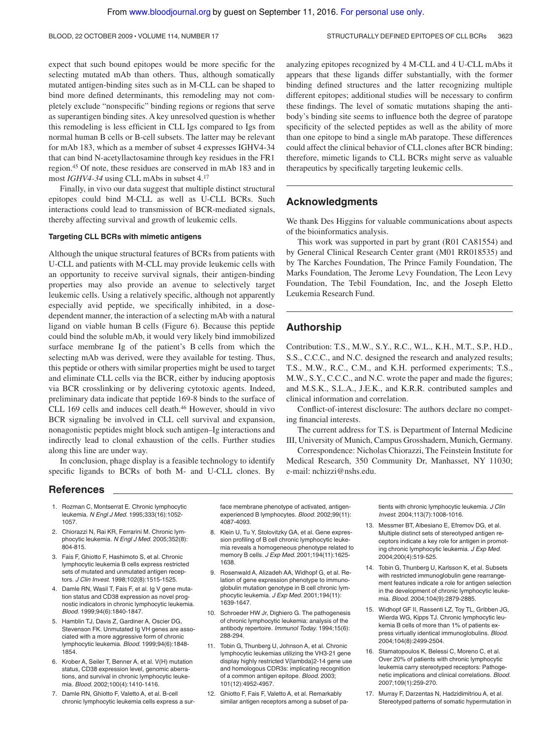expect that such bound epitopes would be more specific for the selecting mutated mAb than others. Thus, although somatically mutated antigen-binding sites such as in M-CLL can be shaped to bind more defined determinants, this remodeling may not completely exclude "nonspecific" binding regions or regions that serve as superantigen binding sites. A key unresolved question is whether this remodeling is less efficient in CLL Igs compared to Igs from normal human B cells or B-cell subsets. The latter may be relevant for mAb 183, which as a member of subset 4 expresses IGHV4-34 that can bind N-acetyllactosamine through key residues in the FR1 region.[45] Of note, these residues are conserved in mAb 183 and in most *IGHV4-34* using CLL mAbs in subset 4.[17]

Finally, in vivo our data suggest that multiple distinct structural epitopes could bind M-CLL as well as U-CLL BCRs. Such interactions could lead to transmission of BCR-mediated signals, thereby affecting survival and growth of leukemic cells.

#### Targeting CLL BCRs with mimetic antigens

Although the unique structural features of BCRs from patients with U-CLL and patients with M-CLL may provide leukemic cells with an opportunity to receive survival signals, their antigen-binding properties may also provide an avenue to selectively target leukemic cells. Using a relatively specific, although not apparently especially avid peptide, we specifically inhibited, in a dose-dependent manner, the interaction of a selecting mAb with a natural ligand on viable human B cells (Figure 6). Because this peptide could bind the soluble mAb, it would very likely bind immobilized surface membrane Ig of the patient's B cells from which the selecting mAb was derived, were they available for testing. Thus, this peptide or others with similar properties might be used to target and eliminate CLL cells via the BCR, either by inducing apoptosis via BCR crosslinking or by delivering cytotoxic agents. Indeed, preliminary data indicate that peptide 169-8 binds to the surface of CLL 169 cells and induces cell death.[46] However, should in vivo BCR signaling be involved in CLL cell survival and expansion, nonagonistic peptides might block such antigen–Ig interactions and indirectly lead to clonal exhaustion of the cells. Further studies along this line are under way.

In conclusion, phage display is a feasible technology to identify specific ligands to BCRs of both M- and U-CLL clones. By analyzing epitopes recognized by 4 M-CLL and 4 U-CLL mAbs it appears that these ligands differ substantially, with the former binding defined structures and the latter recognizing multiple different epitopes; additional studies will be necessary to confirm these findings. The level of somatic mutations shaping the antibody's binding site seems to influence both the degree of paratope specificity of the selected peptides as well as the ability of more than one epitope to bind a single mAb paratope. These differences could affect the clinical behavior of CLL clones after BCR binding; therefore, mimetic ligands to CLL BCRs might serve as valuable therapeutics by specifically targeting leukemic cells.

## Acknowledgments

We thank Des Higgins for valuable communications about aspects of the bioinformatics analysis.

This work was supported in part by grant (R01 CA81554) and by General Clinical Research Center grant (M01 RR018535) and by The Karches Foundation, The Prince Family Foundation, The Marks Foundation, The Jerome Levy Foundation, The Leon Levy Foundation, The Tebil Foundation, Inc, and the Joseph Eletto Leukemia Research Fund.

## Authorship

Contribution: T.S., M.W., S.Y., R.C., W.L., K.H., M.T., S.P., H.D., S.S., C.C.C., and N.C. designed the research and analyzed results; T.S., M.W., R.C., C.M., and K.H. performed experiments; T.S., M.W., S.Y., C.C.C., and N.C. wrote the paper and made the figures; and M.S.K., S.L.A., J.E.K., and K.R.R. contributed samples and clinical information and correlation.

Conflict-of-interest disclosure: The authors declare no competing financial interests.

The current address for T.S. is Department of Internal Medicine III, University of Munich, Campus Grosshadern, Munich, Germany.

Correspondence: Nicholas Chiorazzi, The Feinstein Institute for Medical Research, 350 Community Dr, Manhasset, NY 11030; e-mail: nchizzi@nshs.edu.

## References

1. Rozman C, Montserrat E. Chronic lymphocytic leukemia. *N Engl J Med.* 1995;333(16):1052-1057.
2. Chiorazzi N, Rai KR, Ferrarini M. Chronic lymphocytic leukemia. *N Engl J Med.* 2005;352(8):804-815.
3. Fais F, Ghiotto F, Hashimoto S, et al. Chronic lymphocytic leukemia B cells express restricted sets of mutated and unmutated antigen receptors. *J Clin Invest.* 1998;102(8):1515-1525.
4. Damle RN, Wasil T, Fais F, et al. Ig V gene mutation status and CD38 expression as novel prognostic indicators in chronic lymphocytic leukemia. *Blood.* 1999;94(6):1840-1847.
5. Hamblin TJ, Davis Z, Gardiner A, Oscier DG, Stevenson FK. Unmutated Ig VH genes are associated with a more aggressive form of chronic lymphocytic leukemia. *Blood.* 1999;94(6):1848-1854.
6. Krober A, Seiler T, Benner A, et al. V(H) mutation status, CD38 expression level, genomic aberrations, and survival in chronic lymphocytic leukemia. *Blood.* 2002;100(4):1410-1416.
7. Damle RN, Ghiotto F, Valetto A, et al. B-cell chronic lymphocytic leukemia cells express a surface membrane phenotype of activated, antigen-experienced B lymphocytes. *Blood.* 2002;99(11):4087-4093.
8. Klein U, Tu Y, Stolovitzky GA, et al. Gene expression profiling of B cell chronic lymphocytic leukemia reveals a homogeneous phenotype related to memory B cells. *J Exp Med.* 2001;194(11):1625-1638.
9. Rosenwald A, Alizadeh AA, Widhopf G, et al. Relation of gene expression phenotype to immunoglobulin mutation genotype in B cell chronic lymphocytic leukemia. *J Exp Med.* 2001;194(11):1639-1647.
10. Schroeder HW Jr, Dighiero G. The pathogenesis of chronic lymphocytic leukemia: analysis of the antibody repertoire. *Immunol Today.* 1994;15(6):288-294.
11. Tobin G, Thunberg U, Johnson A, et al. Chronic lymphocytic leukemias utilizing the VH3-21 gene display highly restricted V{lambda}2-14 gene use and homologous CDR3s: implicating recognition of a common antigen epitope. *Blood.* 2003;101(12):4952-4957.
12. Ghiotto F, Fais F, Valetto A, et al. Remarkably similar antigen receptors among a subset of patients with chronic lymphocytic leukemia. *J Clin Invest.* 2004;113(7):1008-1016.
13. Messmer BT, Albesiano E, Efremov DG, et al. Multiple distinct sets of stereotyped antigen receptors indicate a key role for antigen in promoting chronic lymphocytic leukemia. *J Exp Med.* 2004;200(4):519-525.
14. Tobin G, Thunberg U, Karlsson K, et al. Subsets with restricted immunoglobulin gene rearrangement features indicate a role for antigen selection in the development of chronic lymphocytic leukemia. *Blood.* 2004;104(9):2879-2885.
15. Widhopf GF II, Rassenti LZ, Toy TL, Gribben JG, Wierda WG, Kipps TJ. Chronic lymphocytic leukemia B cells of more than 1% of patients express virtually identical immunoglobulins. *Blood.* 2004;104(8):2499-2504.
16. Stamatopoulos K, Belessi C, Moreno C, et al. Over 20% of patients with chronic lymphocytic leukemia carry stereotyped receptors: Pathogenetic implications and clinical correlations. *Blood.* 2007;109(1):259-270.
17. Murray F, Darzentas N, Hadzidimitriou A, et al. Stereotyped patterns of somatic hypermutation in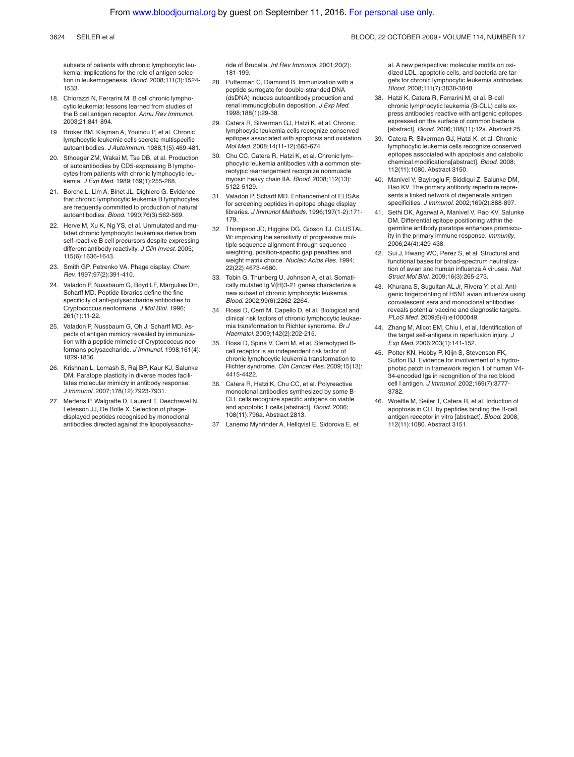subsets of patients with chronic lymphocytic leukemia: implications for the role of antigen selection in leukemogenesis. *Blood.* 2008;111(3):1524-1533.

18. Chiorazzi N, Ferrarini M. B cell chronic lymphocytic leukemia: lessons learned from studies of the B cell antigen receptor. *Annu Rev Immunol.* 2003;21:841-894.
19. Broker BM, Klajman A, Youinou P, et al. Chronic lymphocytic leukemic cells secrete multispecific autoantibodies. *J Autoimmun.* 1988;1(5):469-481.
20. Sthoeger ZM, Wakai M, Tse DB, et al. Production of autoantibodies by CD5-expressing B lymphocytes from patients with chronic lymphocytic leukemia. *J Exp Med.* 1989;169(1):255-268.
21. Borche L, Lim A, Binet JL, Dighiero G. Evidence that chronic lymphocytic leukemia B lymphocytes are frequently committed to production of natural autoantibodies. *Blood.* 1990;76(3):562-569.
22. Herve M, Xu K, Ng YS, et al. Unmutated and mutated chronic lymphocytic leukemias derive from self-reactive B cell precursors despite expressing different antibody reactivity. *J Clin Invest.* 2005; 115(6):1636-1643.
23. Smith GP, Petrenko VA. Phage display. *Chem Rev.* 1997;97(2):391-410.
24. Valadon P, Nussbaum G, Boyd LF, Margulies DH, Scharff MD. Peptide libraries define the fine specificity of anti-polysaccharide antibodies to Cryptococcus neoformans. *J Mol Biol.* 1996; 261(1):11-22.
25. Valadon P, Nussbaum G, Oh J, Scharff MD. Aspects of antigen mimicry revealed by immunization with a peptide mimetic of Cryptococcus neoformans polysaccharide. *J Immunol.* 1998;161(4): 1829-1836.
26. Krishnan L, Lomash S, Raj BP, Kaur KJ, Salunke DM. Paratope plasticity in diverse modes facilitates molecular mimicry in antibody response. *J Immunol.* 2007;178(12):7923-7931.
27. Mertens P, Walgraffe D, Laurent T, Deschrevel N, Letesson JJ, De Bolle X. Selection of phage-displayed peptides recognised by monoclonal antibodies directed against the lipopolysaccharide of Brucella. *Int Rev Immunol.* 2001;20(2): 181-199.
28. Putterman C, Diamond B. Immunization with a peptide surrogate for double-stranded DNA (dsDNA) induces autoantibody production and renal immunoglobulin deposition. *J Exp Med.* 1998;188(1):29-38.
29. Catera R, Silverman GJ, Hatzi K, et al. Chronic lymphocytic leukemia cells recognize conserved epitopes associated with apoptosis and oxidation. *Mol Med.* 2008;14(11-12):665-674.
30. Chu CC, Catera R, Hatzi K, et al. Chronic lymphocytic leukemia antibodies with a common stereotypic rearrangement recognize nonmuscle myosin heavy chain IIA. *Blood.* 2008;112(13): 5122-5129.
31. Valadon P, Scharff MD. Enhancement of ELISAs for screening peptides in epitope phage display libraries. *J Immunol Methods.* 1996;197(1-2):171-179.
32. Thompson JD, Higgins DG, Gibson TJ. CLUSTAL W: improving the sensitivity of progressive multiple sequence alignment through sequence weighting, position-specific gap penalties and weight matrix choice. *Nucleic Acids Res.* 1994; 22(22):4673-4680.
33. Tobin G, Thunberg U, Johnson A, et al. Somatically mutated Ig V(H)3-21 genes characterize a new subset of chronic lymphocytic leukemia. *Blood.* 2002;99(6):2262-2264.
34. Rossi D, Cerri M, Capello D, et al. Biological and clinical risk factors of chronic lymphocytic leukaemia transformation to Richter syndrome. *Br J Haematol.* 2009;142(2):202-215.
35. Rossi D, Spina V, Cerri M, et al. Stereotyped B-cell receptor is an independent risk factor of chronic lymphocytic leukemia transformation to Richter syndrome. *Clin Cancer Res.* 2009;15(13): 4415-4422.
36. Catera R, Hatzi K, Chu CC, et al. Polyreactive monoclonal antibodies synthesized by some B-CLL cells recognize specific antigens on viable and apoptotic T cells [abstract]. *Blood.* 2006; 108(11):796a. Abstract 2813.
37. Lanemo Myhrinder A, Hellqvist E, Sidorova E, et al. A new perspective: molecular motifs on oxidized LDL, apoptotic cells, and bacteria are targets for chronic lymphocytic leukemia antibodies. *Blood.* 2008;111(7):3838-3848.
38. Hatzi K, Catera R, Ferrarini M, et al. B-cell chronic lymphocytic leukemia (B-CLL) cells express antibodies reactive with antigenic epitopes expressed on the surface of common bacteria [abstract]. *Blood.* 2006;108(11):12a. Abstract 25.
39. Catera R, Silverman GJ, Hatzi K, et al. Chronic lymphocytic leukemia cells recognize conserved epitopes associated with apoptosis and catabolic chemical modifications[abstract]. *Blood.* 2008; 112(11):1080. Abstract 3150.
40. Manivel V, Bayiroglu F, Siddiqui Z, Salunke DM, Rao KV. The primary antibody repertoire represents a linked network of degenerate antigen specificities. *J Immunol.* 2002;169(2):888-897.
41. Sethi DK, Agarwal A, Manivel V, Rao KV, Salunke DM. Differential epitope positioning within the germline antibody paratope enhances promiscuity in the primary immune response. *Immunity.* 2006;24(4):429-438.
42. Sui J, Hwang WC, Perez S, et al. Structural and functional bases for broad-spectrum neutralization of avian and human influenza A viruses. *Nat Struct Mol Biol.* 2009;16(3):265-273.
43. Khurana S, Suguitan AL Jr, Rivera Y, et al. Antigenic fingerprinting of H5N1 avian influenza using convalescent sera and monoclonal antibodies reveals potential vaccine and diagnostic targets. *PLoS Med.* 2009;6(4):e1000049.
44. Zhang M, Alicot EM, Chiu I, et al. Identification of the target self-antigens in reperfusion injury. *J Exp Med.* 2006;203(1):141-152.
45. Potter KN, Hobby P, Klijn S, Stevenson FK, Sutton BJ. Evidence for involvement of a hydrophobic patch in framework region 1 of human V4-34-encoded Igs in recognition of the red blood cell I antigen. *J Immunol.* 2002;169(7):3777-3782.
46. Woelfle M, Seiler T, Catera R, et al. Induction of apoptosis in CLL by peptides binding the B-cell antigen receptor in vitro [abstract]. *Blood.* 2008; 112(11):1080. Abstract 3151.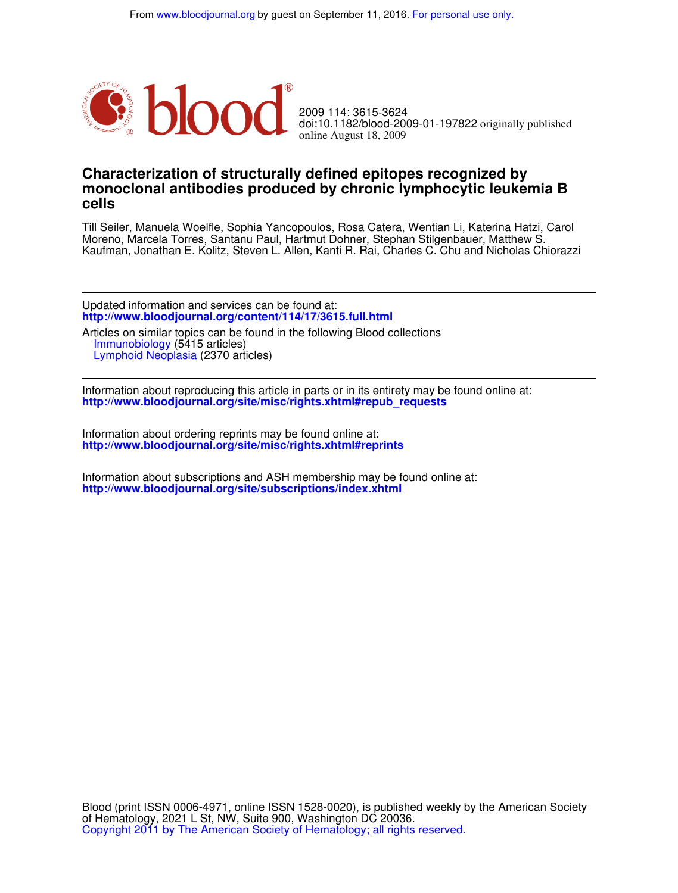2009 114: 3615-3624
doi:10.1182/blood-2009-01-197822 originally published online August 18, 2009

# Characterization of structurally defined epitopes recognized by monoclonal antibodies produced by chronic lymphocytic leukemia B cells

Till Seiler, Manuela Woelfle, Sophia Yancopoulos, Rosa Catera, Wentian Li, Katerina Hatzi, Carol Moreno, Marcela Torres, Santanu Paul, Hartmut Dohner, Stephan Stilgenbauer, Matthew S. Kaufman, Jonathan E. Kolitz, Steven L. Allen, Kanti R. Rai, Charles C. Chu and Nicholas Chiorazzi

---

Updated information and services can be found at:
**http://www.bloodjournal.org/content/114/17/3615.full.html**

Articles on similar topics can be found in the following Blood collections
- Immunobiology (5415 articles)
- Lymphoid Neoplasia (2370 articles)

---

Information about reproducing this article in parts or in its entirety may be found online at:
**http://www.bloodjournal.org/site/misc/rights.xhtml#repub_requests**

Information about ordering reprints may be found online at:
**http://www.bloodjournal.org/site/misc/rights.xhtml#reprints**

Information about subscriptions and ASH membership may be found online at:
**http://www.bloodjournal.org/site/subscriptions/index.xhtml**

Blood (print ISSN 0006-4971, online ISSN 1528-0020), is published weekly by the American Society of Hematology, 2021 L St, NW, Suite 900, Washington DC 20036.
Copyright 2011 by The American Society of Hematology; all rights reserved.